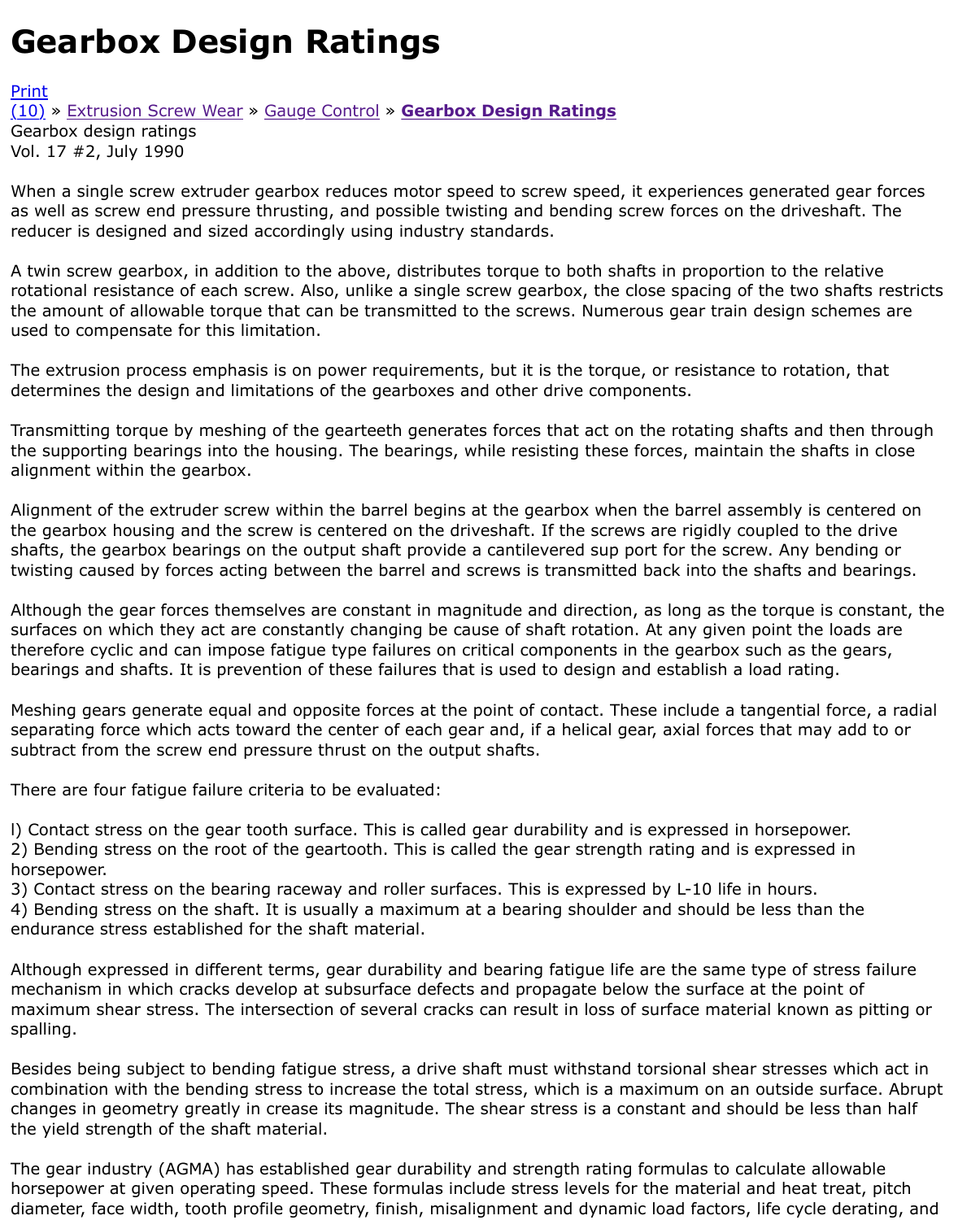# Gearbox Design Ratings

Print
(10) » Extrusion Screw Wear » Gauge Control » **Gearbox Design Ratings**
Gearbox design ratings
Vol. 17 #2, July 1990

When a single screw extruder gearbox reduces motor speed to screw speed, it experiences generated gear forces as well as screw end pressure thrusting, and possible twisting and bending screw forces on the driveshaft. The reducer is designed and sized accordingly using industry standards.

A twin screw gearbox, in addition to the above, distributes torque to both shafts in proportion to the relative rotational resistance of each screw. Also, unlike a single screw gearbox, the close spacing of the two shafts restricts the amount of allowable torque that can be transmitted to the screws. Numerous gear train design schemes are used to compensate for this limitation.

The extrusion process emphasis is on power requirements, but it is the torque, or resistance to rotation, that determines the design and limitations of the gearboxes and other drive components.

Transmitting torque by meshing of the gearteeth generates forces that act on the rotating shafts and then through the supporting bearings into the housing. The bearings, while resisting these forces, maintain the shafts in close alignment within the gearbox.

Alignment of the extruder screw within the barrel begins at the gearbox when the barrel assembly is centered on the gearbox housing and the screw is centered on the driveshaft. If the screws are rigidly coupled to the drive shafts, the gearbox bearings on the output shaft provide a cantilevered sup port for the screw. Any bending or twisting caused by forces acting between the barrel and screws is transmitted back into the shafts and bearings.

Although the gear forces themselves are constant in magnitude and direction, as long as the torque is constant, the surfaces on which they act are constantly changing be cause of shaft rotation. At any given point the loads are therefore cyclic and can impose fatigue type failures on critical components in the gearbox such as the gears, bearings and shafts. It is prevention of these failures that is used to design and establish a load rating.

Meshing gears generate equal and opposite forces at the point of contact. These include a tangential force, a radial separating force which acts toward the center of each gear and, if a helical gear, axial forces that may add to or subtract from the screw end pressure thrust on the output shafts.

There are four fatigue failure criteria to be evaluated:

l) Contact stress on the gear tooth surface. This is called gear durability and is expressed in horsepower.
2) Bending stress on the root of the geartooth. This is called the gear strength rating and is expressed in horsepower.
3) Contact stress on the bearing raceway and roller surfaces. This is expressed by L-10 life in hours.
4) Bending stress on the shaft. It is usually a maximum at a bearing shoulder and should be less than the endurance stress established for the shaft material.

Although expressed in different terms, gear durability and bearing fatigue life are the same type of stress failure mechanism in which cracks develop at subsurface defects and propagate below the surface at the point of maximum shear stress. The intersection of several cracks can result in loss of surface material known as pitting or spalling.

Besides being subject to bending fatigue stress, a drive shaft must withstand torsional shear stresses which act in combination with the bending stress to increase the total stress, which is a maximum on an outside surface. Abrupt changes in geometry greatly in crease its magnitude. The shear stress is a constant and should be less than half the yield strength of the shaft material.

The gear industry (AGMA) has established gear durability and strength rating formulas to calculate allowable horsepower at given operating speed. These formulas include stress levels for the material and heat treat, pitch diameter, face width, tooth profile geometry, finish, misalignment and dynamic load factors, life cycle derating, and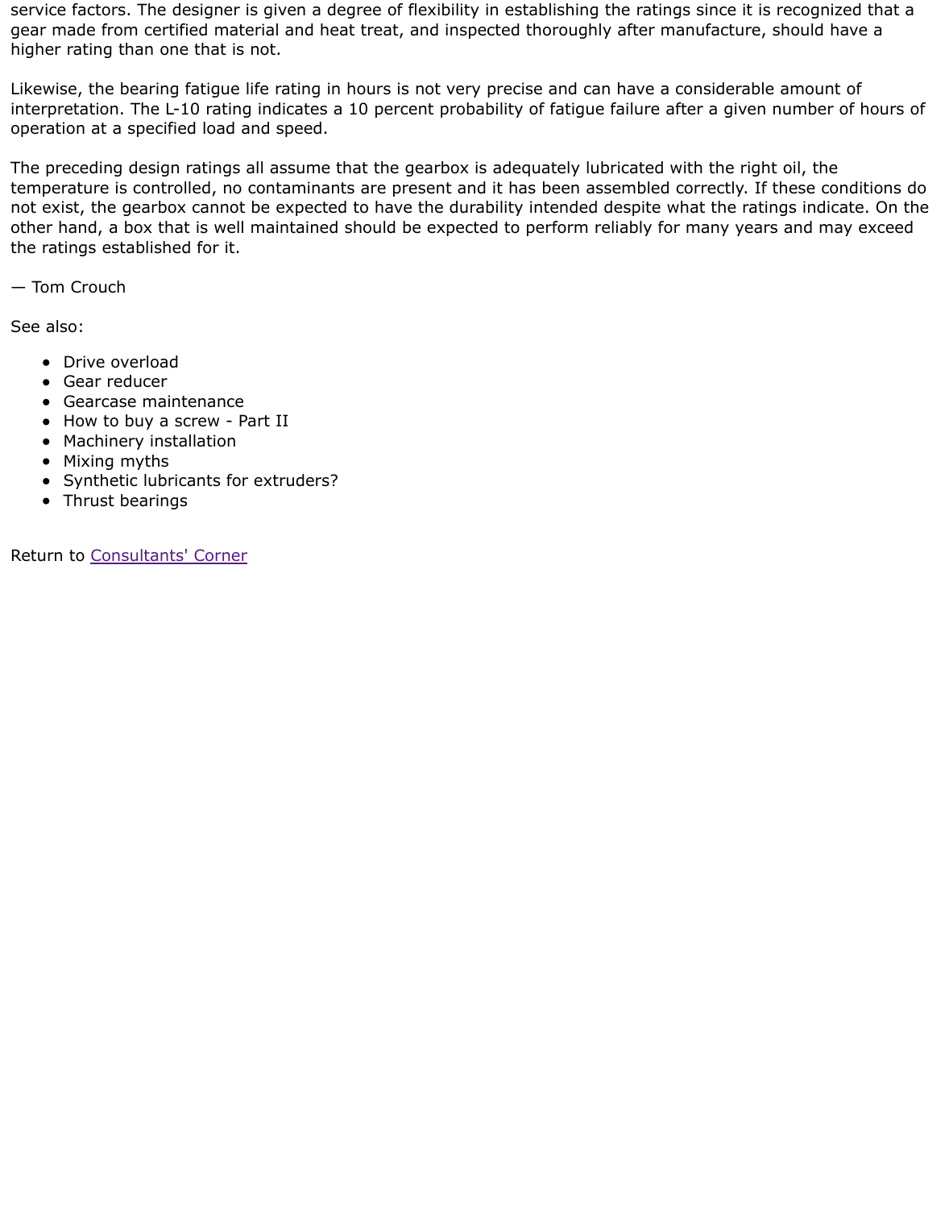service factors. The designer is given a degree of flexibility in establishing the ratings since it is recognized that a gear made from certified material and heat treat, and inspected thoroughly after manufacture, should have a higher rating than one that is not.

Likewise, the bearing fatigue life rating in hours is not very precise and can have a considerable amount of interpretation. The L-10 rating indicates a 10 percent probability of fatigue failure after a given number of hours of operation at a specified load and speed.

The preceding design ratings all assume that the gearbox is adequately lubricated with the right oil, the temperature is controlled, no contaminants are present and it has been assembled correctly. If these conditions do not exist, the gearbox cannot be expected to have the durability intended despite what the ratings indicate. On the other hand, a box that is well maintained should be expected to perform reliably for many years and may exceed the ratings established for it.

— Tom Crouch

See also:

- Drive overload
- Gear reducer
- Gearcase maintenance
- How to buy a screw - Part II
- Machinery installation
- Mixing myths
- Synthetic lubricants for extruders?
- Thrust bearings

Return to Consultants' Corner